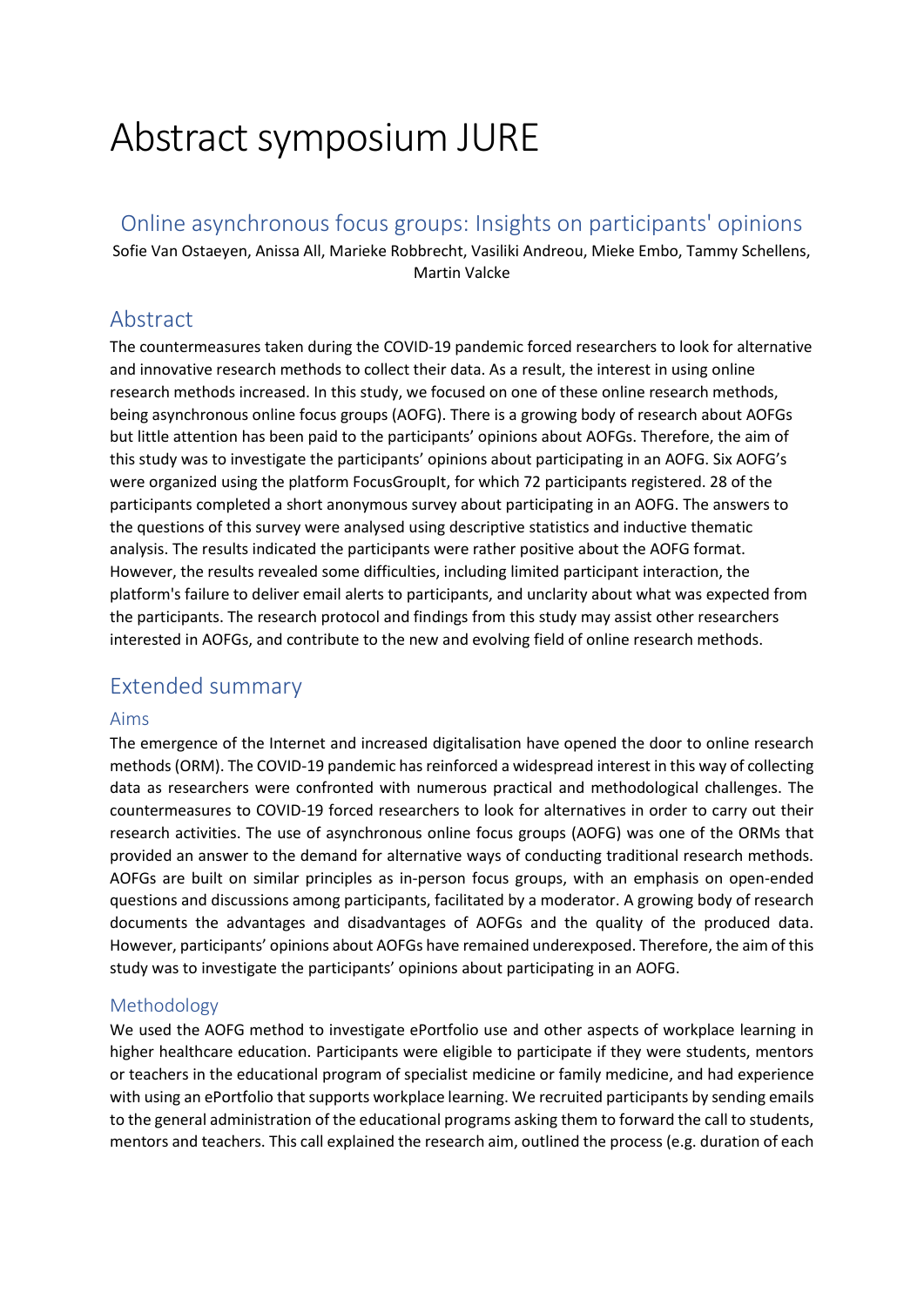# Abstract symposium JURE

## Online asynchronous focus groups: Insights on participants' opinions

Sofie Van Ostaeyen, Anissa All, Marieke Robbrecht, Vasiliki Andreou, Mieke Embo, Tammy Schellens, Martin Valcke

## Abstract

The countermeasures taken during the COVID-19 pandemic forced researchers to look for alternative and innovative research methods to collect their data. As a result, the interest in using online research methods increased. In this study, we focused on one of these online research methods, being asynchronous online focus groups (AOFG). There is a growing body of research about AOFGs but little attention has been paid to the participants' opinions about AOFGs. Therefore, the aim of this study was to investigate the participants' opinions about participating in an AOFG. Six AOFG's were organized using the platform FocusGroupIt, for which 72 participants registered. 28 of the participants completed a short anonymous survey about participating in an AOFG. The answers to the questions of this survey were analysed using descriptive statistics and inductive thematic analysis. The results indicated the participants were rather positive about the AOFG format. However, the results revealed some difficulties, including limited participant interaction, the platform's failure to deliver email alerts to participants, and unclarity about what was expected from the participants. The research protocol and findings from this study may assist other researchers interested in AOFGs, and contribute to the new and evolving field of online research methods.

## Extended summary

### Aims

The emergence of the Internet and increased digitalisation have opened the door to online research methods (ORM). The COVID-19 pandemic has reinforced a widespread interest in this way of collecting data as researchers were confronted with numerous practical and methodological challenges. The countermeasures to COVID-19 forced researchers to look for alternatives in order to carry out their research activities. The use of asynchronous online focus groups (AOFG) was one of the ORMs that provided an answer to the demand for alternative ways of conducting traditional research methods. AOFGs are built on similar principles as in-person focus groups, with an emphasis on open-ended questions and discussions among participants, facilitated by a moderator. A growing body of research documents the advantages and disadvantages of AOFGs and the quality of the produced data. However, participants' opinions about AOFGs have remained underexposed. Therefore, the aim of this study was to investigate the participants' opinions about participating in an AOFG.

### Methodology

We used the AOFG method to investigate ePortfolio use and other aspects of workplace learning in higher healthcare education. Participants were eligible to participate if they were students, mentors or teachers in the educational program of specialist medicine or family medicine, and had experience with using an ePortfolio that supports workplace learning. We recruited participants by sending emails to the general administration of the educational programs asking them to forward the call to students, mentors and teachers. This call explained the research aim, outlined the process (e.g. duration of each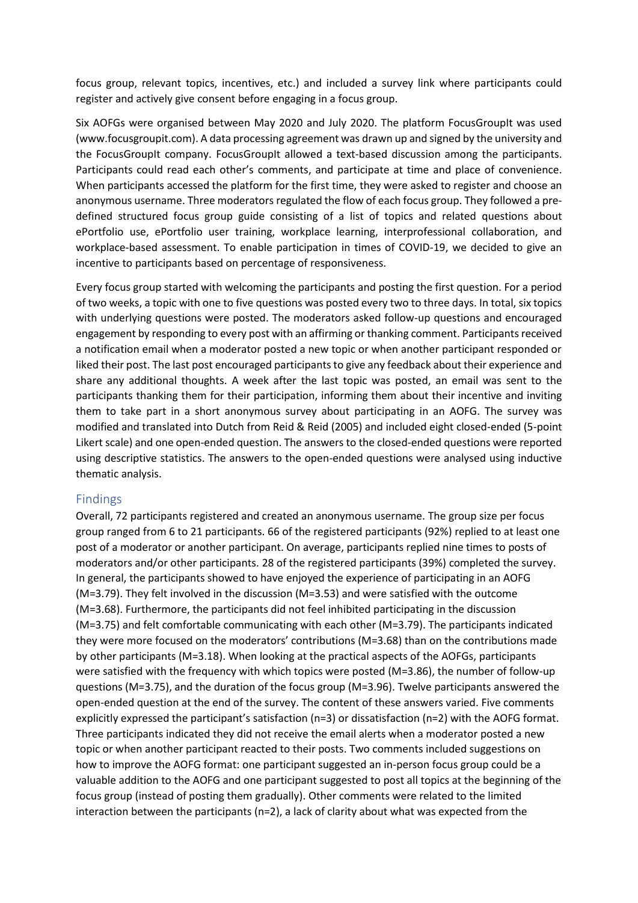focus group, relevant topics, incentives, etc.) and included a survey link where participants could register and actively give consent before engaging in a focus group.

Six AOFGs were organised between May 2020 and July 2020. The platform FocusGroupIt was used (www.focusgroupit.com). A data processing agreement was drawn up and signed by the university and the FocusGroupIt company. FocusGroupIt allowed a text-based discussion among the participants. Participants could read each other's comments, and participate at time and place of convenience. When participants accessed the platform for the first time, they were asked to register and choose an anonymous username. Three moderators regulated the flow of each focus group. They followed a pre-defined structured focus group guide consisting of a list of topics and related questions about ePortfolio use, ePortfolio user training, workplace learning, interprofessional collaboration, and workplace-based assessment. To enable participation in times of COVID-19, we decided to give an incentive to participants based on percentage of responsiveness.

Every focus group started with welcoming the participants and posting the first question. For a period of two weeks, a topic with one to five questions was posted every two to three days. In total, six topics with underlying questions were posted. The moderators asked follow-up questions and encouraged engagement by responding to every post with an affirming or thanking comment. Participants received a notification email when a moderator posted a new topic or when another participant responded or liked their post. The last post encouraged participants to give any feedback about their experience and share any additional thoughts. A week after the last topic was posted, an email was sent to the participants thanking them for their participation, informing them about their incentive and inviting them to take part in a short anonymous survey about participating in an AOFG. The survey was modified and translated into Dutch from Reid & Reid (2005) and included eight closed-ended (5-point Likert scale) and one open-ended question. The answers to the closed-ended questions were reported using descriptive statistics. The answers to the open-ended questions were analysed using inductive thematic analysis.

## Findings

Overall, 72 participants registered and created an anonymous username. The group size per focus group ranged from 6 to 21 participants. 66 of the registered participants (92%) replied to at least one post of a moderator or another participant. On average, participants replied nine times to posts of moderators and/or other participants. 28 of the registered participants (39%) completed the survey. In general, the participants showed to have enjoyed the experience of participating in an AOFG (M=3.79). They felt involved in the discussion (M=3.53) and were satisfied with the outcome (M=3.68). Furthermore, the participants did not feel inhibited participating in the discussion (M=3.75) and felt comfortable communicating with each other (M=3.79). The participants indicated they were more focused on the moderators' contributions (M=3.68) than on the contributions made by other participants (M=3.18). When looking at the practical aspects of the AOFGs, participants were satisfied with the frequency with which topics were posted (M=3.86), the number of follow-up questions (M=3.75), and the duration of the focus group (M=3.96). Twelve participants answered the open-ended question at the end of the survey. The content of these answers varied. Five comments explicitly expressed the participant's satisfaction (n=3) or dissatisfaction (n=2) with the AOFG format. Three participants indicated they did not receive the email alerts when a moderator posted a new topic or when another participant reacted to their posts. Two comments included suggestions on how to improve the AOFG format: one participant suggested an in-person focus group could be a valuable addition to the AOFG and one participant suggested to post all topics at the beginning of the focus group (instead of posting them gradually). Other comments were related to the limited interaction between the participants (n=2), a lack of clarity about what was expected from the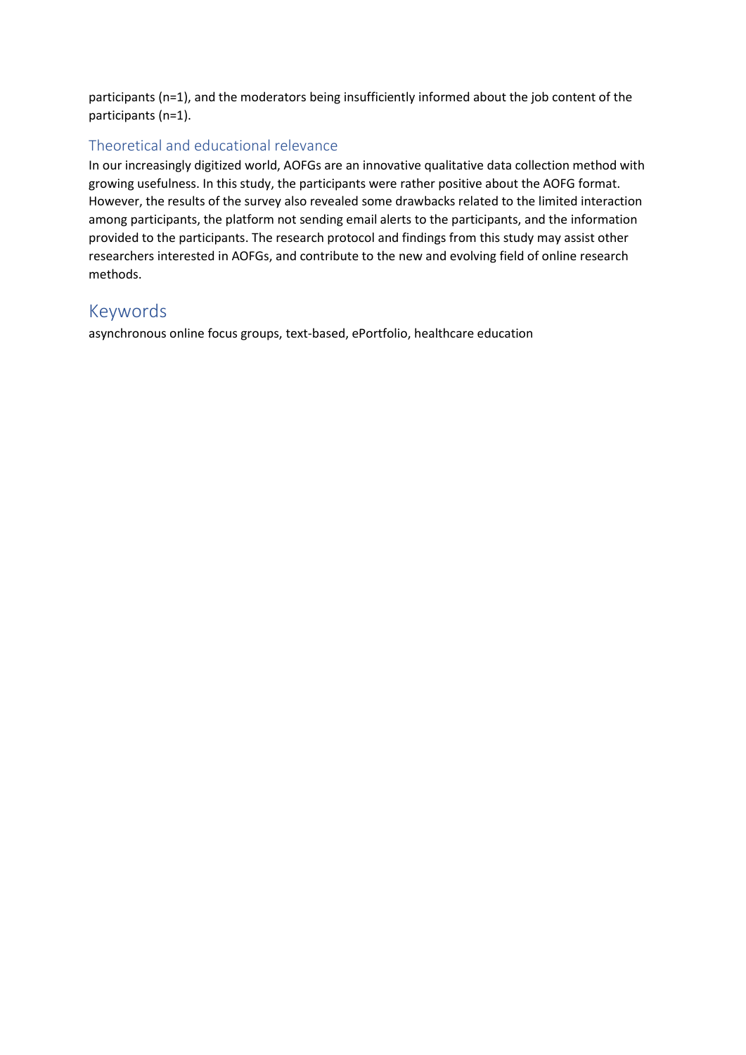participants (n=1), and the moderators being insufficiently informed about the job content of the participants (n=1).

### Theoretical and educational relevance

In our increasingly digitized world, AOFGs are an innovative qualitative data collection method with growing usefulness. In this study, the participants were rather positive about the AOFG format. However, the results of the survey also revealed some drawbacks related to the limited interaction among participants, the platform not sending email alerts to the participants, and the information provided to the participants. The research protocol and findings from this study may assist other researchers interested in AOFGs, and contribute to the new and evolving field of online research methods.

## Keywords

asynchronous online focus groups, text-based, ePortfolio, healthcare education